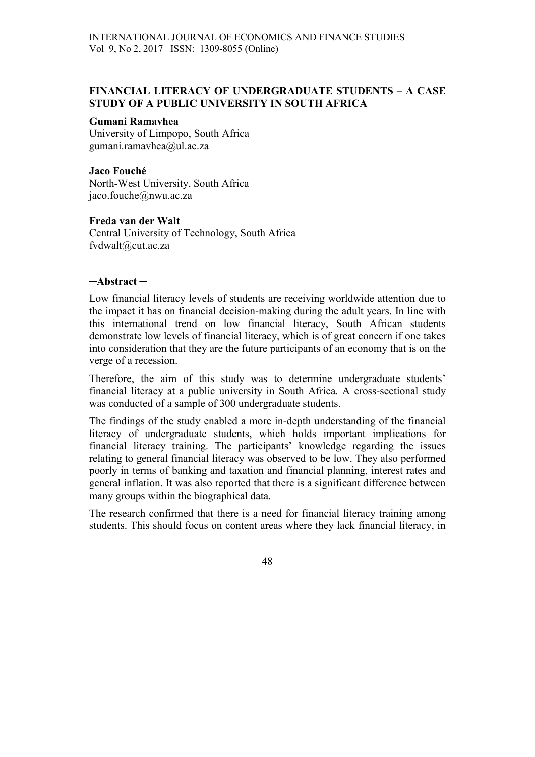# FINANCIAL LITERACY OF UNDERGRADUATE STUDENTS – A CASE STUDY OF A PUBLIC UNIVERSITY IN SOUTH AFRICA

**Gumani Ramavhea**
University of Limpopo, South Africa
gumani.ramavhea@ul.ac.za

**Jaco Fouché**
North-West University, South Africa
jaco.fouche@nwu.ac.za

**Freda van der Walt**
Central University of Technology, South Africa
fvdwalt@cut.ac.za

## ─Abstract ─

Low financial literacy levels of students are receiving worldwide attention due to the impact it has on financial decision-making during the adult years. In line with this international trend on low financial literacy, South African students demonstrate low levels of financial literacy, which is of great concern if one takes into consideration that they are the future participants of an economy that is on the verge of a recession.

Therefore, the aim of this study was to determine undergraduate students' financial literacy at a public university in South Africa. A cross-sectional study was conducted of a sample of 300 undergraduate students.

The findings of the study enabled a more in-depth understanding of the financial literacy of undergraduate students, which holds important implications for financial literacy training. The participants' knowledge regarding the issues relating to general financial literacy was observed to be low. They also performed poorly in terms of banking and taxation and financial planning, interest rates and general inflation. It was also reported that there is a significant difference between many groups within the biographical data.

The research confirmed that there is a need for financial literacy training among students. This should focus on content areas where they lack financial literacy, in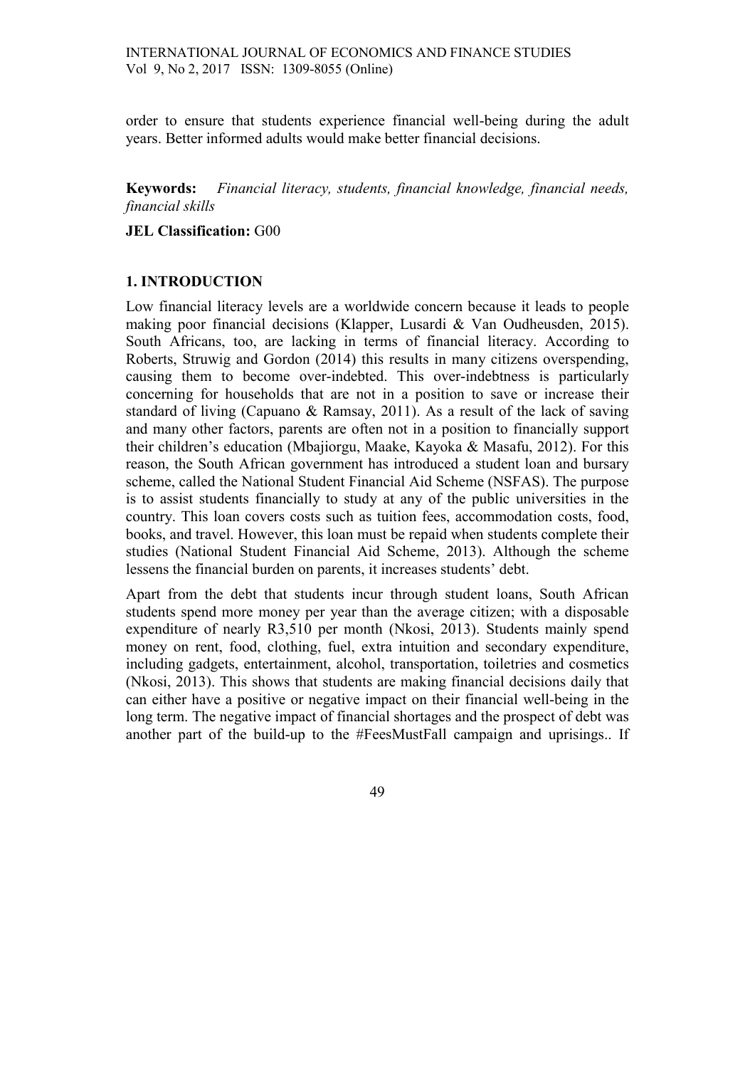order to ensure that students experience financial well-being during the adult years. Better informed adults would make better financial decisions.

**Keywords:** *Financial literacy, students, financial knowledge, financial needs, financial skills*

**JEL Classification:** G00

## 1. INTRODUCTION

Low financial literacy levels are a worldwide concern because it leads to people making poor financial decisions (Klapper, Lusardi & Van Oudheusden, 2015). South Africans, too, are lacking in terms of financial literacy. According to Roberts, Struwig and Gordon (2014) this results in many citizens overspending, causing them to become over-indebted. This over-indebtness is particularly concerning for households that are not in a position to save or increase their standard of living (Capuano & Ramsay, 2011). As a result of the lack of saving and many other factors, parents are often not in a position to financially support their children's education (Mbajiorgu, Maake, Kayoka & Masafu, 2012). For this reason, the South African government has introduced a student loan and bursary scheme, called the National Student Financial Aid Scheme (NSFAS). The purpose is to assist students financially to study at any of the public universities in the country. This loan covers costs such as tuition fees, accommodation costs, food, books, and travel. However, this loan must be repaid when students complete their studies (National Student Financial Aid Scheme, 2013). Although the scheme lessens the financial burden on parents, it increases students' debt.

Apart from the debt that students incur through student loans, South African students spend more money per year than the average citizen; with a disposable expenditure of nearly R3,510 per month (Nkosi, 2013). Students mainly spend money on rent, food, clothing, fuel, extra intuition and secondary expenditure, including gadgets, entertainment, alcohol, transportation, toiletries and cosmetics (Nkosi, 2013). This shows that students are making financial decisions daily that can either have a positive or negative impact on their financial well-being in the long term. The negative impact of financial shortages and the prospect of debt was another part of the build-up to the #FeesMustFall campaign and uprisings.. If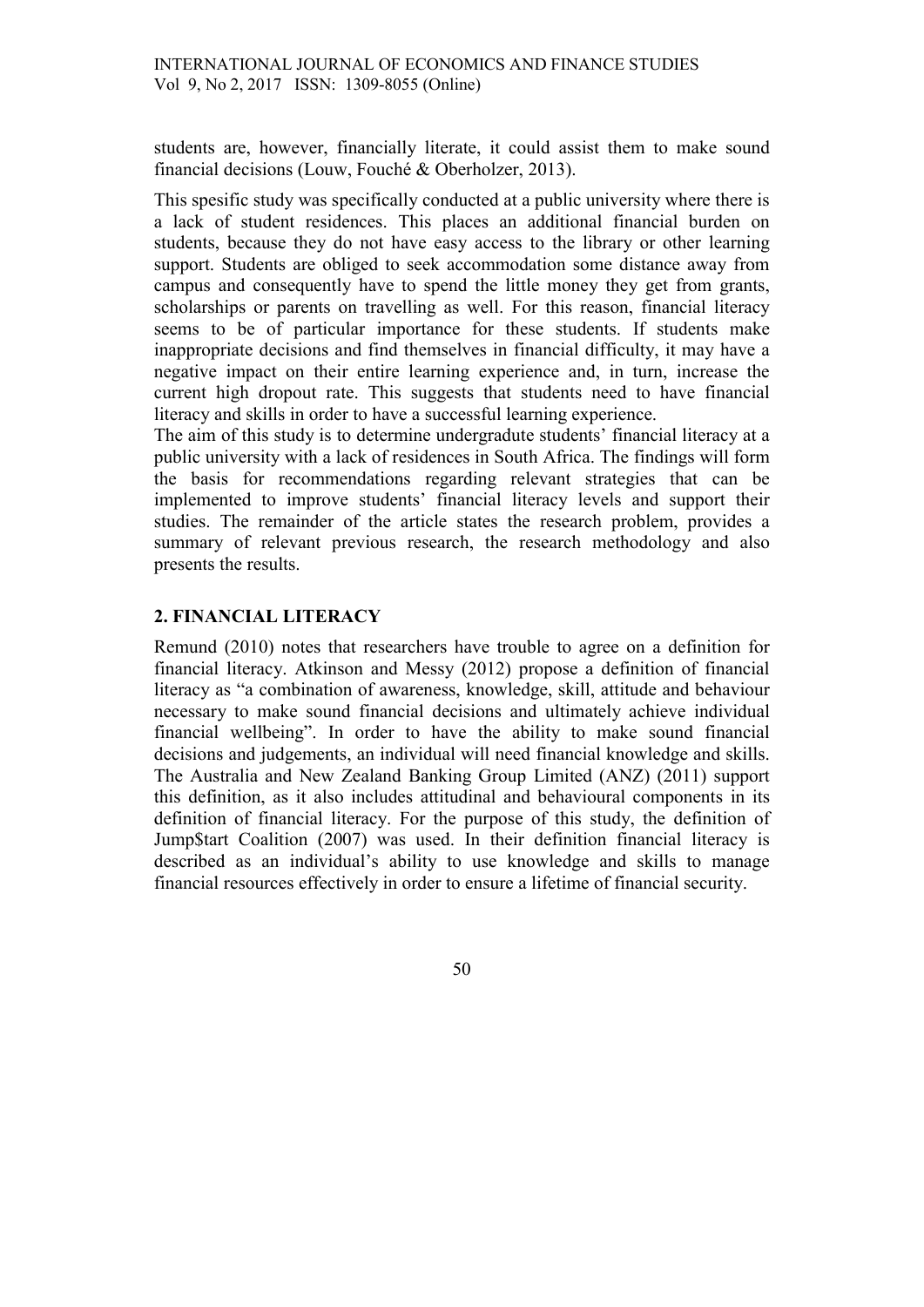students are, however, financially literate, it could assist them to make sound financial decisions (Louw, Fouché & Oberholzer, 2013).

This spesific study was specifically conducted at a public university where there is a lack of student residences. This places an additional financial burden on students, because they do not have easy access to the library or other learning support. Students are obliged to seek accommodation some distance away from campus and consequently have to spend the little money they get from grants, scholarships or parents on travelling as well. For this reason, financial literacy seems to be of particular importance for these students. If students make inappropriate decisions and find themselves in financial difficulty, it may have a negative impact on their entire learning experience and, in turn, increase the current high dropout rate. This suggests that students need to have financial literacy and skills in order to have a successful learning experience.

The aim of this study is to determine undergradute students' financial literacy at a public university with a lack of residences in South Africa. The findings will form the basis for recommendations regarding relevant strategies that can be implemented to improve students' financial literacy levels and support their studies. The remainder of the article states the research problem, provides a summary of relevant previous research, the research methodology and also presents the results.

## 2. FINANCIAL LITERACY

Remund (2010) notes that researchers have trouble to agree on a definition for financial literacy. Atkinson and Messy (2012) propose a definition of financial literacy as "a combination of awareness, knowledge, skill, attitude and behaviour necessary to make sound financial decisions and ultimately achieve individual financial wellbeing". In order to have the ability to make sound financial decisions and judgements, an individual will need financial knowledge and skills. The Australia and New Zealand Banking Group Limited (ANZ) (2011) support this definition, as it also includes attitudinal and behavioural components in its definition of financial literacy. For the purpose of this study, the definition of Jump$tart Coalition (2007) was used. In their definition financial literacy is described as an individual's ability to use knowledge and skills to manage financial resources effectively in order to ensure a lifetime of financial security.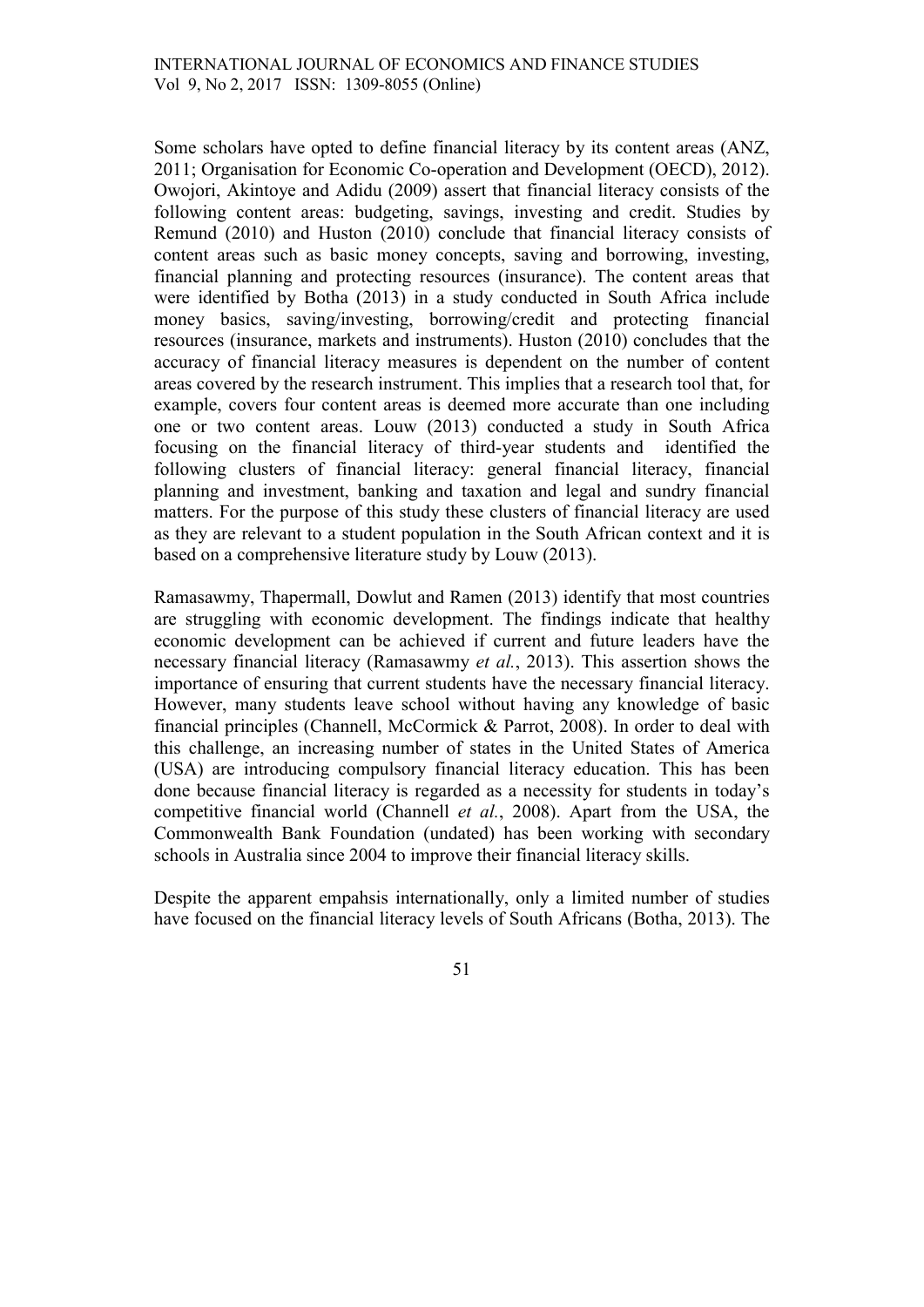Some scholars have opted to define financial literacy by its content areas (ANZ, 2011; Organisation for Economic Co-operation and Development (OECD), 2012). Owojori, Akintoye and Adidu (2009) assert that financial literacy consists of the following content areas: budgeting, savings, investing and credit. Studies by Remund (2010) and Huston (2010) conclude that financial literacy consists of content areas such as basic money concepts, saving and borrowing, investing, financial planning and protecting resources (insurance). The content areas that were identified by Botha (2013) in a study conducted in South Africa include money basics, saving/investing, borrowing/credit and protecting financial resources (insurance, markets and instruments). Huston (2010) concludes that the accuracy of financial literacy measures is dependent on the number of content areas covered by the research instrument. This implies that a research tool that, for example, covers four content areas is deemed more accurate than one including one or two content areas. Louw (2013) conducted a study in South Africa focusing on the financial literacy of third-year students and identified the following clusters of financial literacy: general financial literacy, financial planning and investment, banking and taxation and legal and sundry financial matters. For the purpose of this study these clusters of financial literacy are used as they are relevant to a student population in the South African context and it is based on a comprehensive literature study by Louw (2013).

Ramasawmy, Thapermall, Dowlut and Ramen (2013) identify that most countries are struggling with economic development. The findings indicate that healthy economic development can be achieved if current and future leaders have the necessary financial literacy (Ramasawmy *et al.*, 2013). This assertion shows the importance of ensuring that current students have the necessary financial literacy. However, many students leave school without having any knowledge of basic financial principles (Channell, McCormick & Parrot, 2008). In order to deal with this challenge, an increasing number of states in the United States of America (USA) are introducing compulsory financial literacy education. This has been done because financial literacy is regarded as a necessity for students in today's competitive financial world (Channell *et al.*, 2008). Apart from the USA, the Commonwealth Bank Foundation (undated) has been working with secondary schools in Australia since 2004 to improve their financial literacy skills.

Despite the apparent empahsis internationally, only a limited number of studies have focused on the financial literacy levels of South Africans (Botha, 2013). The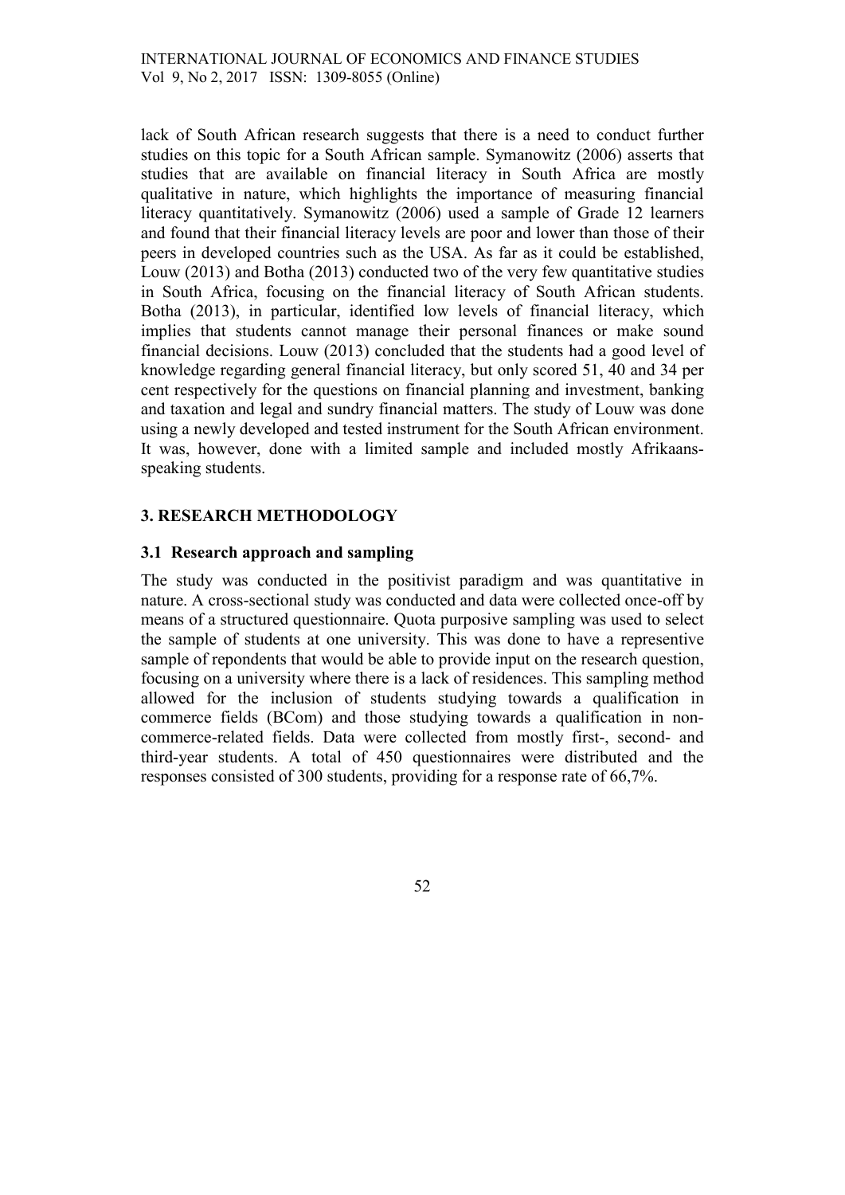lack of South African research suggests that there is a need to conduct further studies on this topic for a South African sample. Symanowitz (2006) asserts that studies that are available on financial literacy in South Africa are mostly qualitative in nature, which highlights the importance of measuring financial literacy quantitatively. Symanowitz (2006) used a sample of Grade 12 learners and found that their financial literacy levels are poor and lower than those of their peers in developed countries such as the USA. As far as it could be established, Louw (2013) and Botha (2013) conducted two of the very few quantitative studies in South Africa, focusing on the financial literacy of South African students. Botha (2013), in particular, identified low levels of financial literacy, which implies that students cannot manage their personal finances or make sound financial decisions. Louw (2013) concluded that the students had a good level of knowledge regarding general financial literacy, but only scored 51, 40 and 34 per cent respectively for the questions on financial planning and investment, banking and taxation and legal and sundry financial matters. The study of Louw was done using a newly developed and tested instrument for the South African environment. It was, however, done with a limited sample and included mostly Afrikaans-speaking students.

## 3. RESEARCH METHODOLOGY

### 3.1 Research approach and sampling

The study was conducted in the positivist paradigm and was quantitative in nature. A cross-sectional study was conducted and data were collected once-off by means of a structured questionnaire. Quota purposive sampling was used to select the sample of students at one university. This was done to have a representive sample of repondents that would be able to provide input on the research question, focusing on a university where there is a lack of residences. This sampling method allowed for the inclusion of students studying towards a qualification in commerce fields (BCom) and those studying towards a qualification in non-commerce-related fields. Data were collected from mostly first-, second- and third-year students. A total of 450 questionnaires were distributed and the responses consisted of 300 students, providing for a response rate of 66,7%.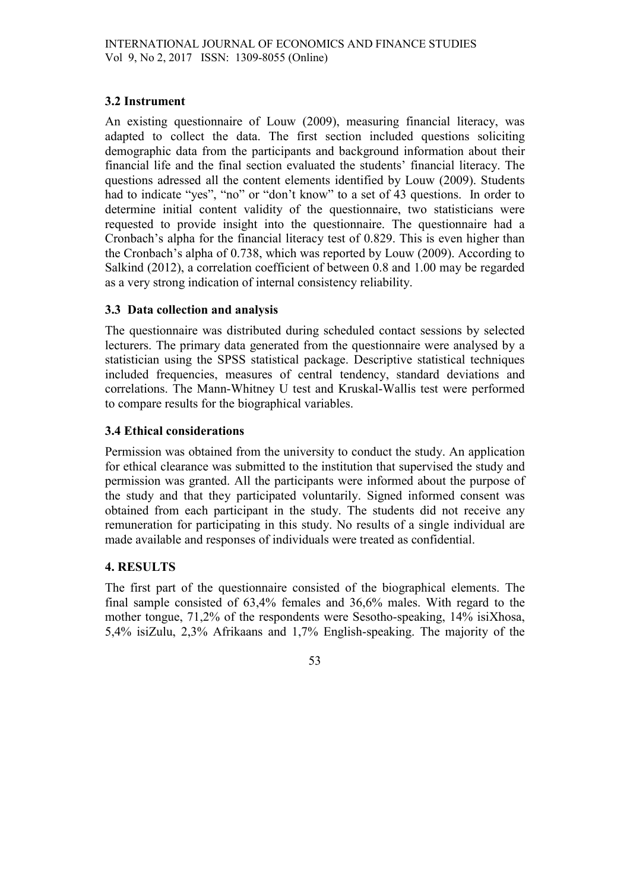### 3.2 Instrument

An existing questionnaire of Louw (2009), measuring financial literacy, was adapted to collect the data. The first section included questions soliciting demographic data from the participants and background information about their financial life and the final section evaluated the students' financial literacy. The questions adressed all the content elements identified by Louw (2009). Students had to indicate "yes", "no" or "don't know" to a set of 43 questions. In order to determine initial content validity of the questionnaire, two statisticians were requested to provide insight into the questionnaire. The questionnaire had a Cronbach's alpha for the financial literacy test of 0.829. This is even higher than the Cronbach's alpha of 0.738, which was reported by Louw (2009). According to Salkind (2012), a correlation coefficient of between 0.8 and 1.00 may be regarded as a very strong indication of internal consistency reliability.

### 3.3 Data collection and analysis

The questionnaire was distributed during scheduled contact sessions by selected lecturers. The primary data generated from the questionnaire were analysed by a statistician using the SPSS statistical package. Descriptive statistical techniques included frequencies, measures of central tendency, standard deviations and correlations. The Mann-Whitney U test and Kruskal-Wallis test were performed to compare results for the biographical variables.

### 3.4 Ethical considerations

Permission was obtained from the university to conduct the study. An application for ethical clearance was submitted to the institution that supervised the study and permission was granted. All the participants were informed about the purpose of the study and that they participated voluntarily. Signed informed consent was obtained from each participant in the study. The students did not receive any remuneration for participating in this study. No results of a single individual are made available and responses of individuals were treated as confidential.

## 4. RESULTS

The first part of the questionnaire consisted of the biographical elements. The final sample consisted of 63,4% females and 36,6% males. With regard to the mother tongue, 71,2% of the respondents were Sesotho-speaking, 14% isiXhosa, 5,4% isiZulu, 2,3% Afrikaans and 1,7% English-speaking. The majority of the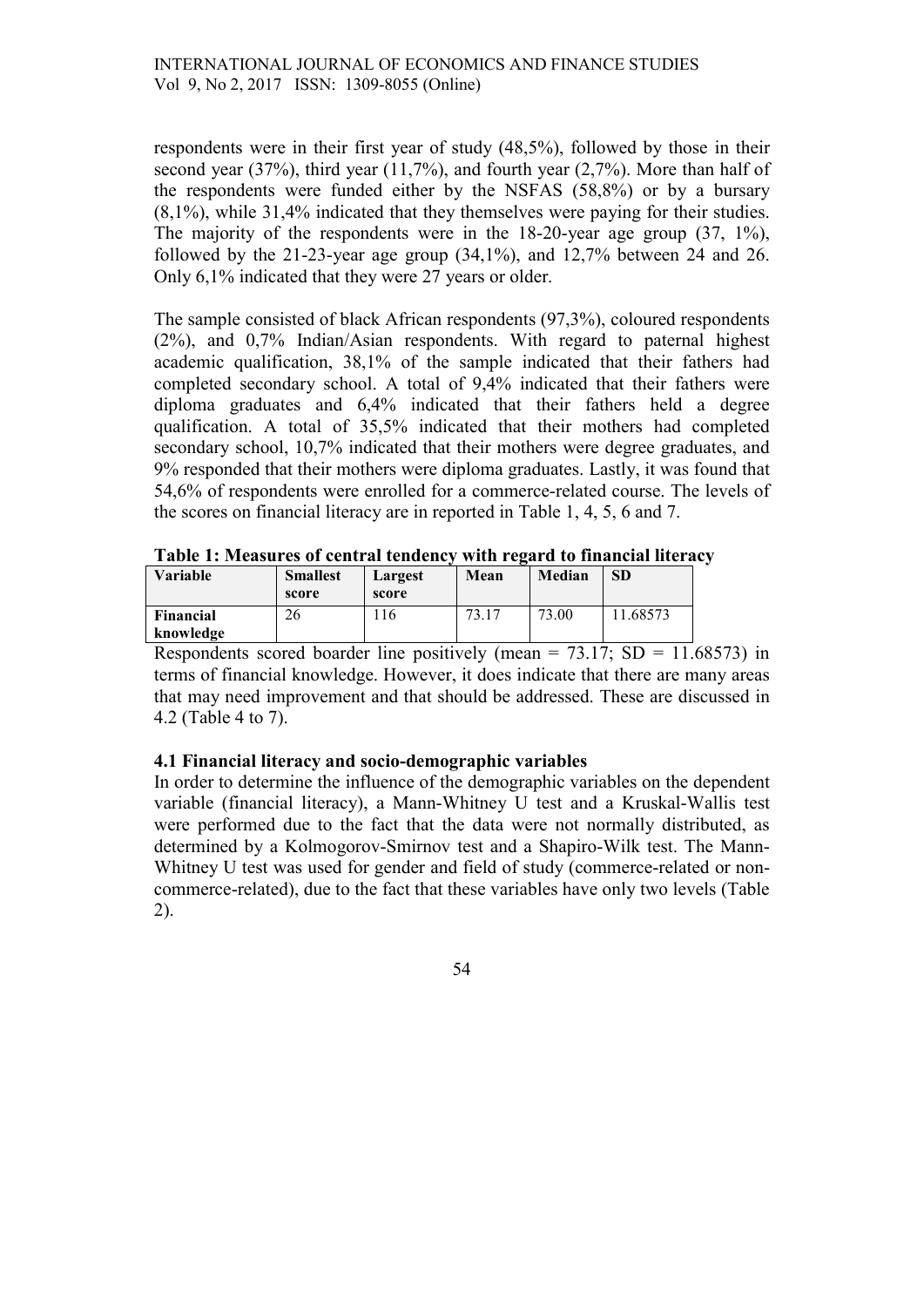respondents were in their first year of study (48,5%), followed by those in their second year (37%), third year (11,7%), and fourth year (2,7%). More than half of the respondents were funded either by the NSFAS (58,8%) or by a bursary (8,1%), while 31,4% indicated that they themselves were paying for their studies. The majority of the respondents were in the 18-20-year age group (37, 1%), followed by the 21-23-year age group (34,1%), and 12,7% between 24 and 26. Only 6,1% indicated that they were 27 years or older.

The sample consisted of black African respondents (97,3%), coloured respondents (2%), and 0,7% Indian/Asian respondents. With regard to paternal highest academic qualification, 38,1% of the sample indicated that their fathers had completed secondary school. A total of 9,4% indicated that their fathers were diploma graduates and 6,4% indicated that their fathers held a degree qualification. A total of 35,5% indicated that their mothers had completed secondary school, 10,7% indicated that their mothers were degree graduates, and 9% responded that their mothers were diploma graduates. Lastly, it was found that 54,6% of respondents were enrolled for a commerce-related course. The levels of the scores on financial literacy are in reported in Table 1, 4, 5, 6 and 7.

**Table 1: Measures of central tendency with regard to financial literacy**

| Variable | Smallest score | Largest score | Mean | Median | SD |
|---|---|---|---|---|---|
| **Financial knowledge** | 26 | 116 | 73.17 | 73.00 | 11.68573 |

Respondents scored boarder line positively (mean = 73.17; SD = 11.68573) in terms of financial knowledge. However, it does indicate that there are many areas that may need improvement and that should be addressed. These are discussed in 4.2 (Table 4 to 7).

### 4.1 Financial literacy and socio-demographic variables

In order to determine the influence of the demographic variables on the dependent variable (financial literacy), a Mann-Whitney U test and a Kruskal-Wallis test were performed due to the fact that the data were not normally distributed, as determined by a Kolmogorov-Smirnov test and a Shapiro-Wilk test. The Mann-Whitney U test was used for gender and field of study (commerce-related or non-commerce-related), due to the fact that these variables have only two levels (Table 2).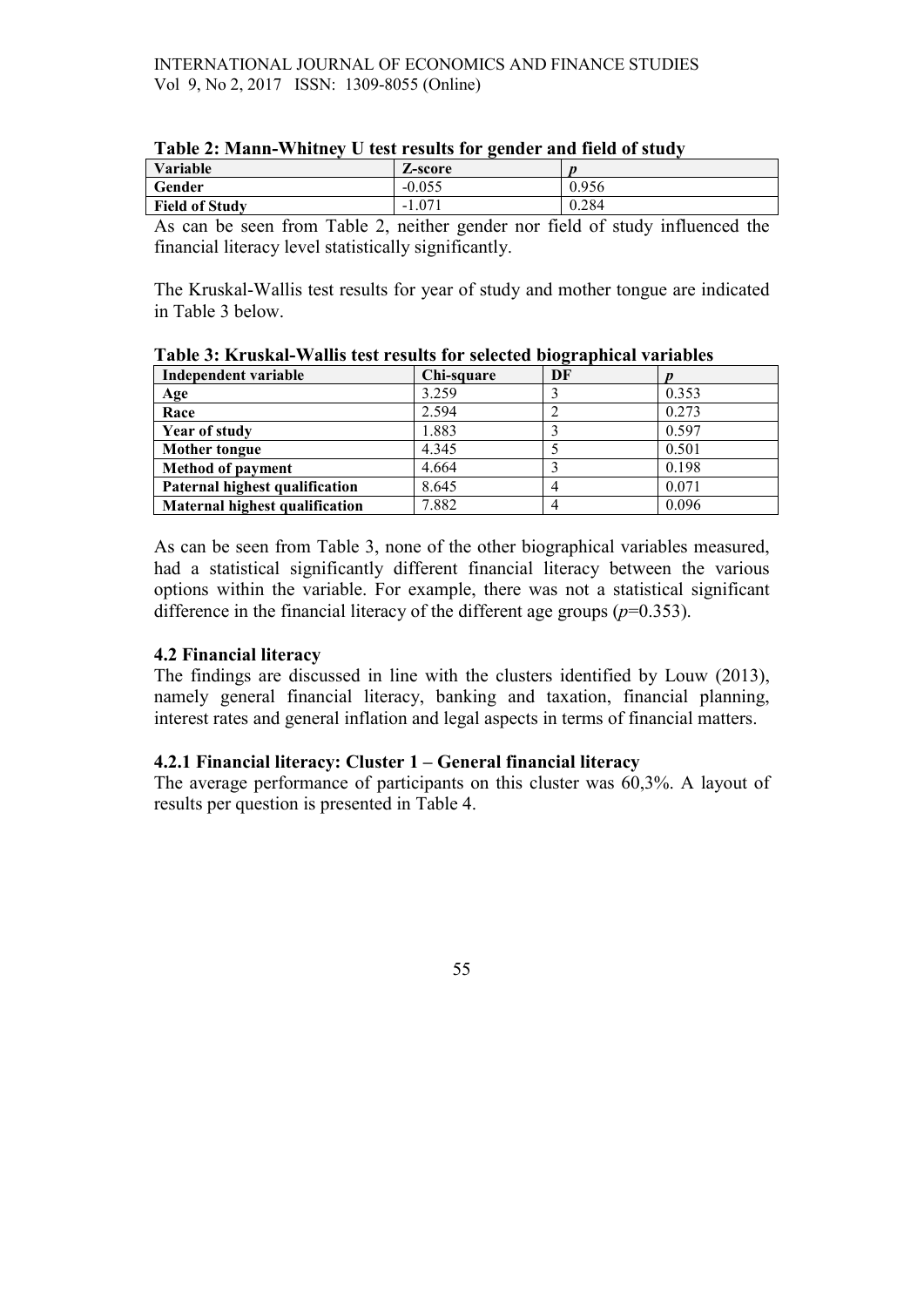**Table 2: Mann-Whitney U test results for gender and field of study**

| Variable | Z-score | *p* |
|---|---|---|
| **Gender** | -0.055 | 0.956 |
| **Field of Study** | -1.071 | 0.284 |

As can be seen from Table 2, neither gender nor field of study influenced the financial literacy level statistically significantly.

The Kruskal-Wallis test results for year of study and mother tongue are indicated in Table 3 below.

**Table 3: Kruskal-Wallis test results for selected biographical variables**

| Independent variable | Chi-square | DF | *p* |
|---|---|---|---|
| **Age** | 3.259 | 3 | 0.353 |
| **Race** | 2.594 | 2 | 0.273 |
| **Year of study** | 1.883 | 3 | 0.597 |
| **Mother tongue** | 4.345 | 5 | 0.501 |
| **Method of payment** | 4.664 | 3 | 0.198 |
| **Paternal highest qualification** | 8.645 | 4 | 0.071 |
| **Maternal highest qualification** | 7.882 | 4 | 0.096 |

As can be seen from Table 3, none of the other biographical variables measured, had a statistical significantly different financial literacy between the various options within the variable. For example, there was not a statistical significant difference in the financial literacy of the different age groups ($p$=0.353).

### 4.2 Financial literacy

The findings are discussed in line with the clusters identified by Louw (2013), namely general financial literacy, banking and taxation, financial planning, interest rates and general inflation and legal aspects in terms of financial matters.

#### 4.2.1 Financial literacy: Cluster 1 – General financial literacy

The average performance of participants on this cluster was 60,3%. A layout of results per question is presented in Table 4.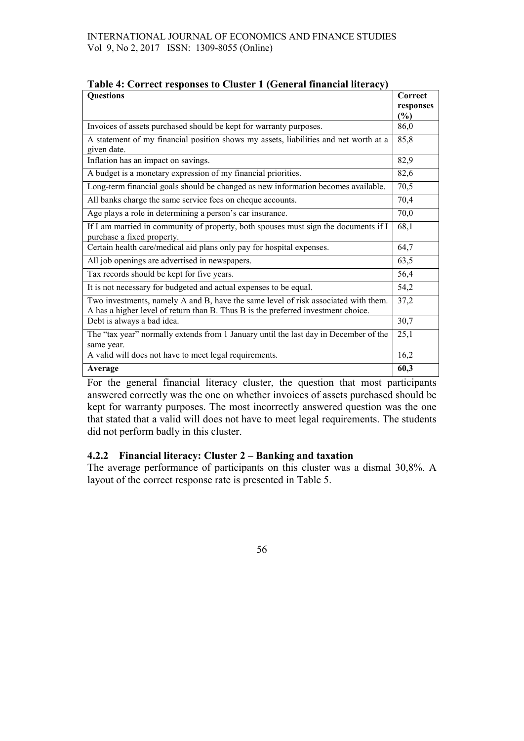**Table 4: Correct responses to Cluster 1 (General financial literacy)**

| Questions | Correct responses (%) |
|---|---|
| Invoices of assets purchased should be kept for warranty purposes. | 86,0 |
| A statement of my financial position shows my assets, liabilities and net worth at a given date. | 85,8 |
| Inflation has an impact on savings. | 82,9 |
| A budget is a monetary expression of my financial priorities. | 82,6 |
| Long-term financial goals should be changed as new information becomes available. | 70,5 |
| All banks charge the same service fees on cheque accounts. | 70,4 |
| Age plays a role in determining a person's car insurance. | 70,0 |
| If I am married in community of property, both spouses must sign the documents if I purchase a fixed property. | 68,1 |
| Certain health care/medical aid plans only pay for hospital expenses. | 64,7 |
| All job openings are advertised in newspapers. | 63,5 |
| Tax records should be kept for five years. | 56,4 |
| It is not necessary for budgeted and actual expenses to be equal. | 54,2 |
| Two investments, namely A and B, have the same level of risk associated with them. A has a higher level of return than B. Thus B is the preferred investment choice. | 37,2 |
| Debt is always a bad idea. | 30,7 |
| The "tax year" normally extends from 1 January until the last day in December of the same year. | 25,1 |
| A valid will does not have to meet legal requirements. | 16,2 |
| **Average** | **60,3** |

For the general financial literacy cluster, the question that most participants answered correctly was the one on whether invoices of assets purchased should be kept for warranty purposes. The most incorrectly answered question was the one that stated that a valid will does not have to meet legal requirements. The students did not perform badly in this cluster.

### 4.2.2 Financial literacy: Cluster 2 – Banking and taxation

The average performance of participants on this cluster was a dismal 30,8%. A layout of the correct response rate is presented in Table 5.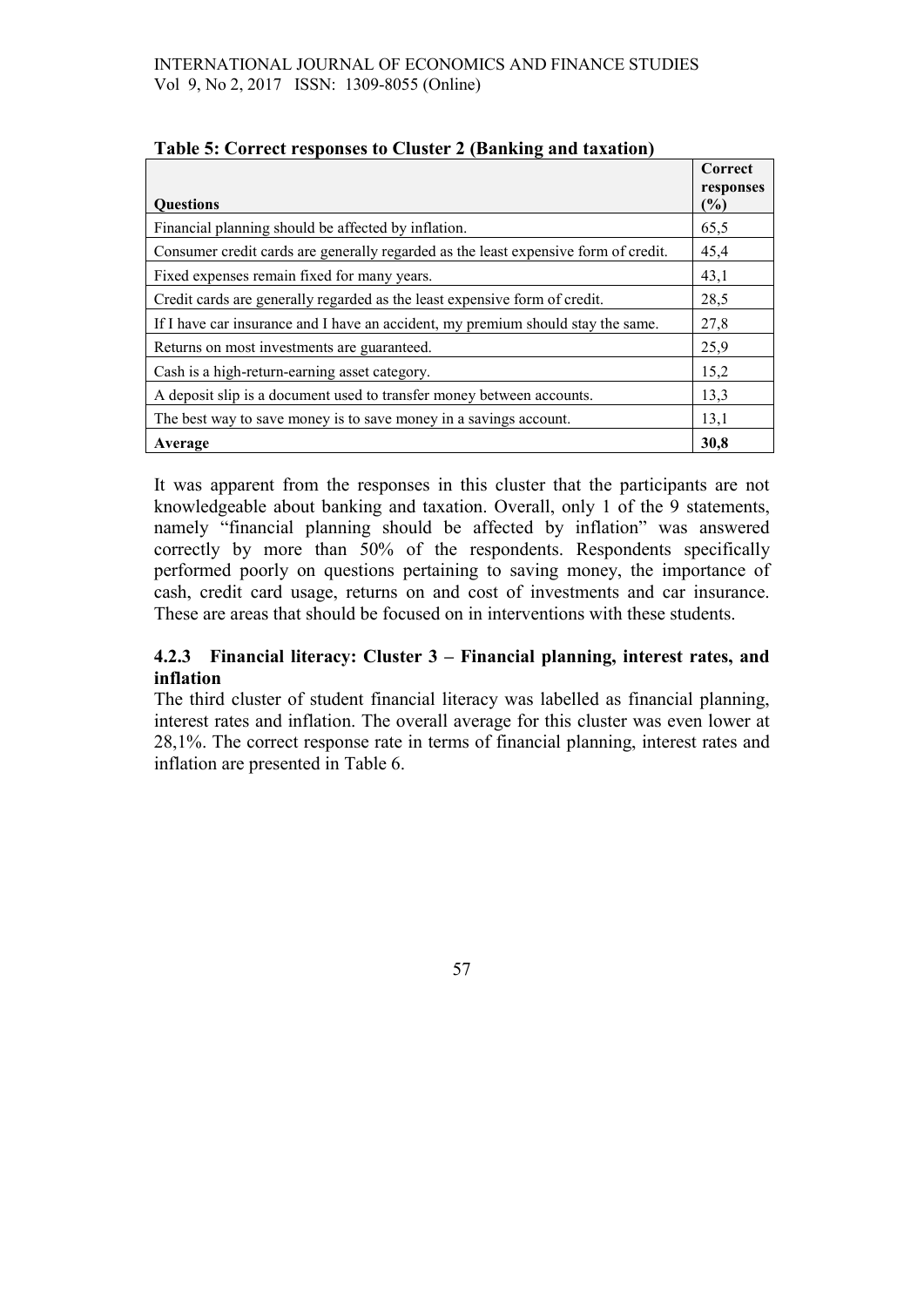**Table 5: Correct responses to Cluster 2 (Banking and taxation)**

| Questions | Correct responses (%) |
| --- | --- |
| Financial planning should be affected by inflation. | 65,5 |
| Consumer credit cards are generally regarded as the least expensive form of credit. | 45,4 |
| Fixed expenses remain fixed for many years. | 43,1 |
| Credit cards are generally regarded as the least expensive form of credit. | 28,5 |
| If I have car insurance and I have an accident, my premium should stay the same. | 27,8 |
| Returns on most investments are guaranteed. | 25,9 |
| Cash is a high-return-earning asset category. | 15,2 |
| A deposit slip is a document used to transfer money between accounts. | 13,3 |
| The best way to save money is to save money in a savings account. | 13,1 |
| **Average** | **30,8** |

It was apparent from the responses in this cluster that the participants are not knowledgeable about banking and taxation. Overall, only 1 of the 9 statements, namely "financial planning should be affected by inflation" was answered correctly by more than 50% of the respondents. Respondents specifically performed poorly on questions pertaining to saving money, the importance of cash, credit card usage, returns on and cost of investments and car insurance. These are areas that should be focused on in interventions with these students.

### 4.2.3 Financial literacy: Cluster 3 – Financial planning, interest rates, and inflation

The third cluster of student financial literacy was labelled as financial planning, interest rates and inflation. The overall average for this cluster was even lower at 28,1%. The correct response rate in terms of financial planning, interest rates and inflation are presented in Table 6.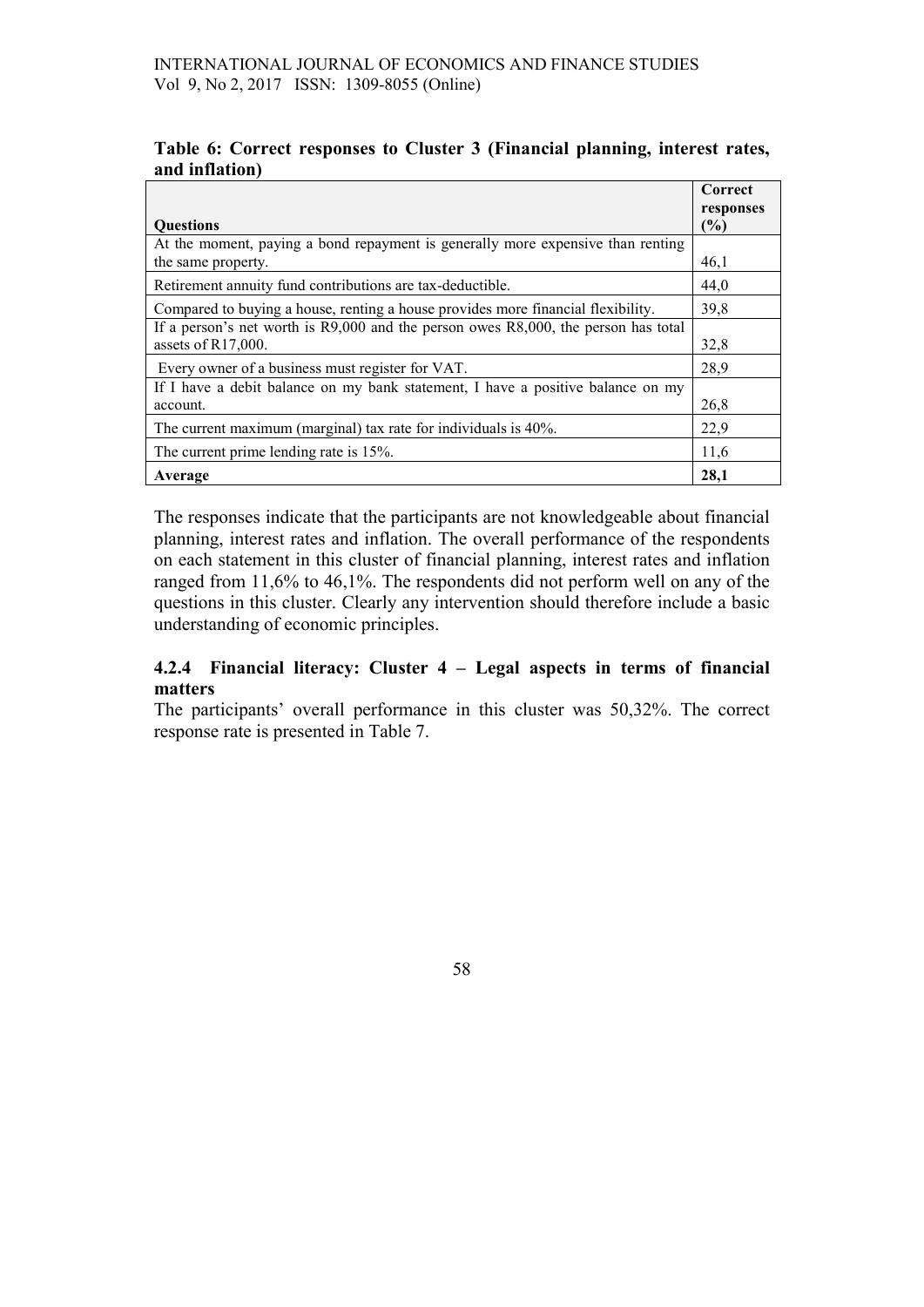**Table 6: Correct responses to Cluster 3 (Financial planning, interest rates, and inflation)**

| Questions | Correct responses (%) |
|---|---|
| At the moment, paying a bond repayment is generally more expensive than renting the same property. | 46,1 |
| Retirement annuity fund contributions are tax-deductible. | 44,0 |
| Compared to buying a house, renting a house provides more financial flexibility. | 39,8 |
| If a person's net worth is R9,000 and the person owes R8,000, the person has total assets of R17,000. | 32,8 |
| Every owner of a business must register for VAT. | 28,9 |
| If I have a debit balance on my bank statement, I have a positive balance on my account. | 26,8 |
| The current maximum (marginal) tax rate for individuals is 40%. | 22,9 |
| The current prime lending rate is 15%. | 11,6 |
| **Average** | **28,1** |

The responses indicate that the participants are not knowledgeable about financial planning, interest rates and inflation. The overall performance of the respondents on each statement in this cluster of financial planning, interest rates and inflation ranged from 11,6% to 46,1%. The respondents did not perform well on any of the questions in this cluster. Clearly any intervention should therefore include a basic understanding of economic principles.

### 4.2.4 Financial literacy: Cluster 4 – Legal aspects in terms of financial matters

The participants' overall performance in this cluster was 50,32%. The correct response rate is presented in Table 7.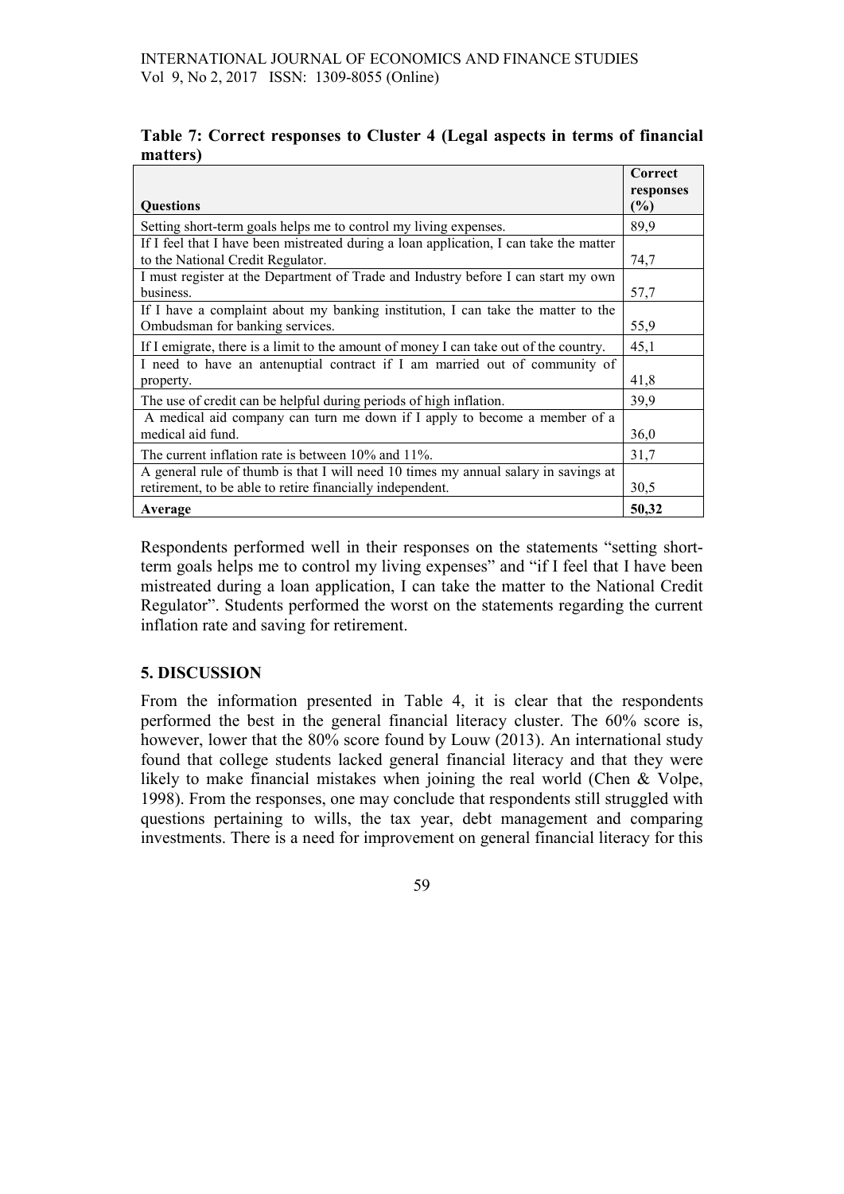**Table 7: Correct responses to Cluster 4 (Legal aspects in terms of financial matters)**

| Questions | Correct responses (%) |
|---|---|
| Setting short-term goals helps me to control my living expenses. | 89,9 |
| If I feel that I have been mistreated during a loan application, I can take the matter to the National Credit Regulator. | 74,7 |
| I must register at the Department of Trade and Industry before I can start my own business. | 57,7 |
| If I have a complaint about my banking institution, I can take the matter to the Ombudsman for banking services. | 55,9 |
| If I emigrate, there is a limit to the amount of money I can take out of the country. | 45,1 |
| I need to have an antenuptial contract if I am married out of community of property. | 41,8 |
| The use of credit can be helpful during periods of high inflation. | 39,9 |
| A medical aid company can turn me down if I apply to become a member of a medical aid fund. | 36,0 |
| The current inflation rate is between 10% and 11%. | 31,7 |
| A general rule of thumb is that I will need 10 times my annual salary in savings at retirement, to be able to retire financially independent. | 30,5 |
| **Average** | **50,32** |

Respondents performed well in their responses on the statements "setting short-term goals helps me to control my living expenses" and "if I feel that I have been mistreated during a loan application, I can take the matter to the National Credit Regulator". Students performed the worst on the statements regarding the current inflation rate and saving for retirement.

## 5. DISCUSSION

From the information presented in Table 4, it is clear that the respondents performed the best in the general financial literacy cluster. The 60% score is, however, lower that the 80% score found by Louw (2013). An international study found that college students lacked general financial literacy and that they were likely to make financial mistakes when joining the real world (Chen & Volpe, 1998). From the responses, one may conclude that respondents still struggled with questions pertaining to wills, the tax year, debt management and comparing investments. There is a need for improvement on general financial literacy for this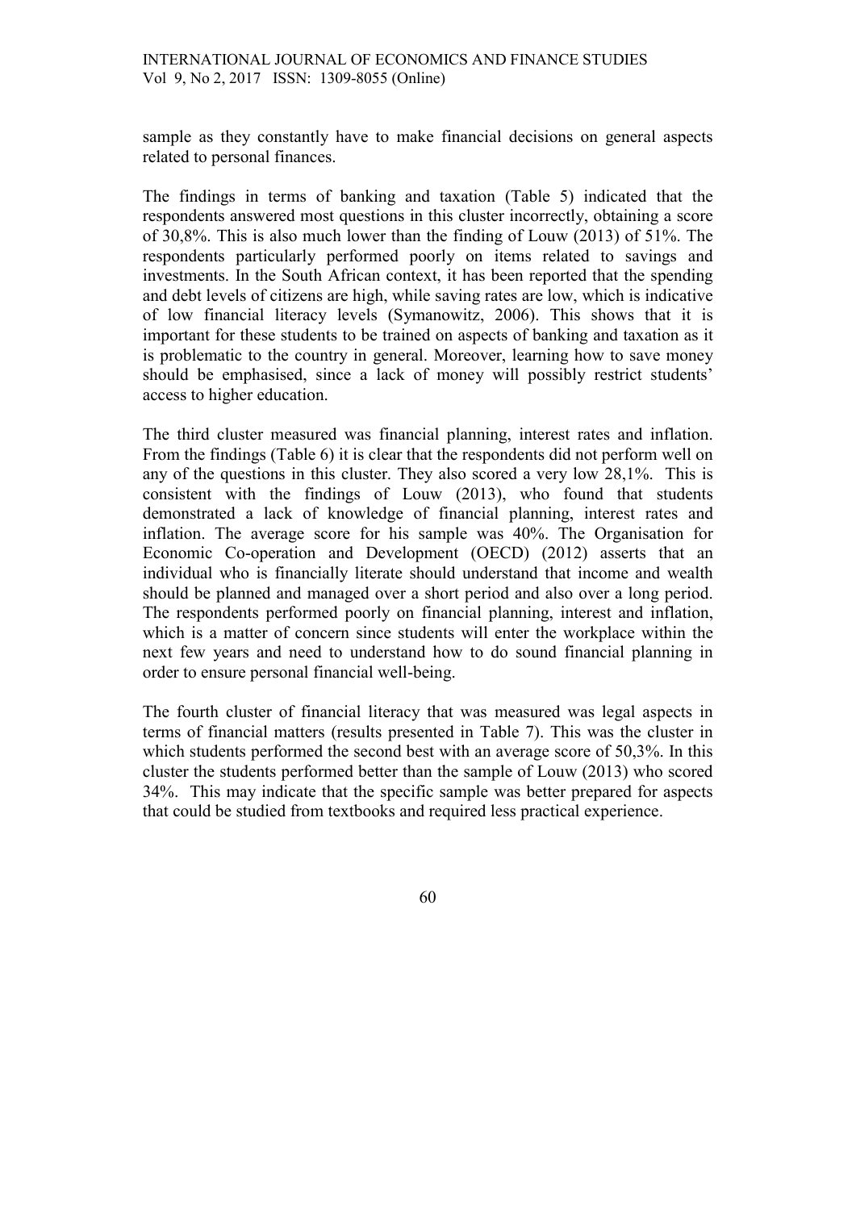sample as they constantly have to make financial decisions on general aspects related to personal finances.

The findings in terms of banking and taxation (Table 5) indicated that the respondents answered most questions in this cluster incorrectly, obtaining a score of 30,8%. This is also much lower than the finding of Louw (2013) of 51%. The respondents particularly performed poorly on items related to savings and investments. In the South African context, it has been reported that the spending and debt levels of citizens are high, while saving rates are low, which is indicative of low financial literacy levels (Symanowitz, 2006). This shows that it is important for these students to be trained on aspects of banking and taxation as it is problematic to the country in general. Moreover, learning how to save money should be emphasised, since a lack of money will possibly restrict students' access to higher education.

The third cluster measured was financial planning, interest rates and inflation. From the findings (Table 6) it is clear that the respondents did not perform well on any of the questions in this cluster. They also scored a very low 28,1%. This is consistent with the findings of Louw (2013), who found that students demonstrated a lack of knowledge of financial planning, interest rates and inflation. The average score for his sample was 40%. The Organisation for Economic Co-operation and Development (OECD) (2012) asserts that an individual who is financially literate should understand that income and wealth should be planned and managed over a short period and also over a long period. The respondents performed poorly on financial planning, interest and inflation, which is a matter of concern since students will enter the workplace within the next few years and need to understand how to do sound financial planning in order to ensure personal financial well-being.

The fourth cluster of financial literacy that was measured was legal aspects in terms of financial matters (results presented in Table 7). This was the cluster in which students performed the second best with an average score of 50,3%. In this cluster the students performed better than the sample of Louw (2013) who scored 34%. This may indicate that the specific sample was better prepared for aspects that could be studied from textbooks and required less practical experience.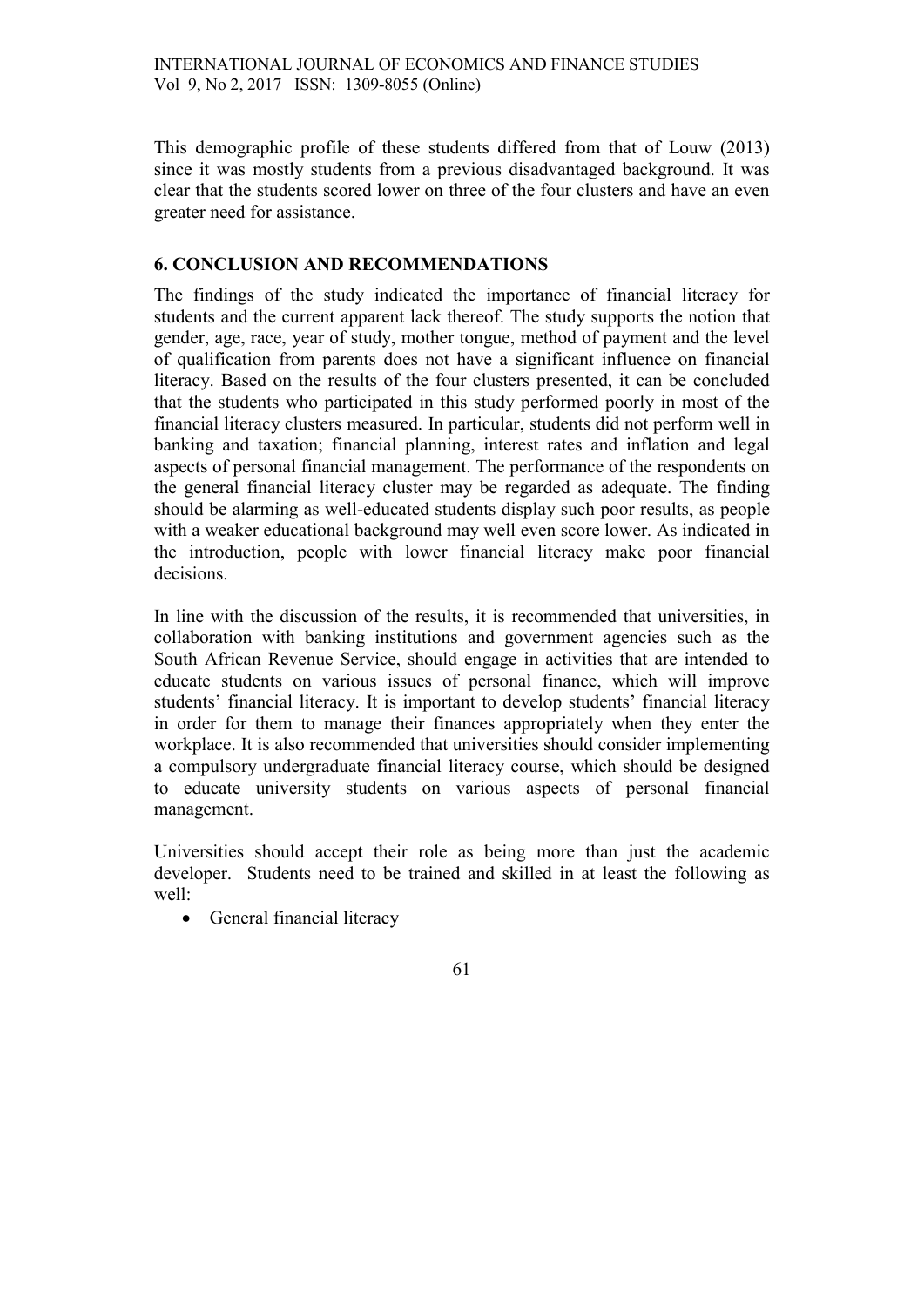This demographic profile of these students differed from that of Louw (2013) since it was mostly students from a previous disadvantaged background. It was clear that the students scored lower on three of the four clusters and have an even greater need for assistance.

## 6. CONCLUSION AND RECOMMENDATIONS

The findings of the study indicated the importance of financial literacy for students and the current apparent lack thereof. The study supports the notion that gender, age, race, year of study, mother tongue, method of payment and the level of qualification from parents does not have a significant influence on financial literacy. Based on the results of the four clusters presented, it can be concluded that the students who participated in this study performed poorly in most of the financial literacy clusters measured. In particular, students did not perform well in banking and taxation; financial planning, interest rates and inflation and legal aspects of personal financial management. The performance of the respondents on the general financial literacy cluster may be regarded as adequate. The finding should be alarming as well-educated students display such poor results, as people with a weaker educational background may well even score lower. As indicated in the introduction, people with lower financial literacy make poor financial decisions.

In line with the discussion of the results, it is recommended that universities, in collaboration with banking institutions and government agencies such as the South African Revenue Service, should engage in activities that are intended to educate students on various issues of personal finance, which will improve students' financial literacy. It is important to develop students' financial literacy in order for them to manage their finances appropriately when they enter the workplace. It is also recommended that universities should consider implementing a compulsory undergraduate financial literacy course, which should be designed to educate university students on various aspects of personal financial management.

Universities should accept their role as being more than just the academic developer. Students need to be trained and skilled in at least the following as well:

- General financial literacy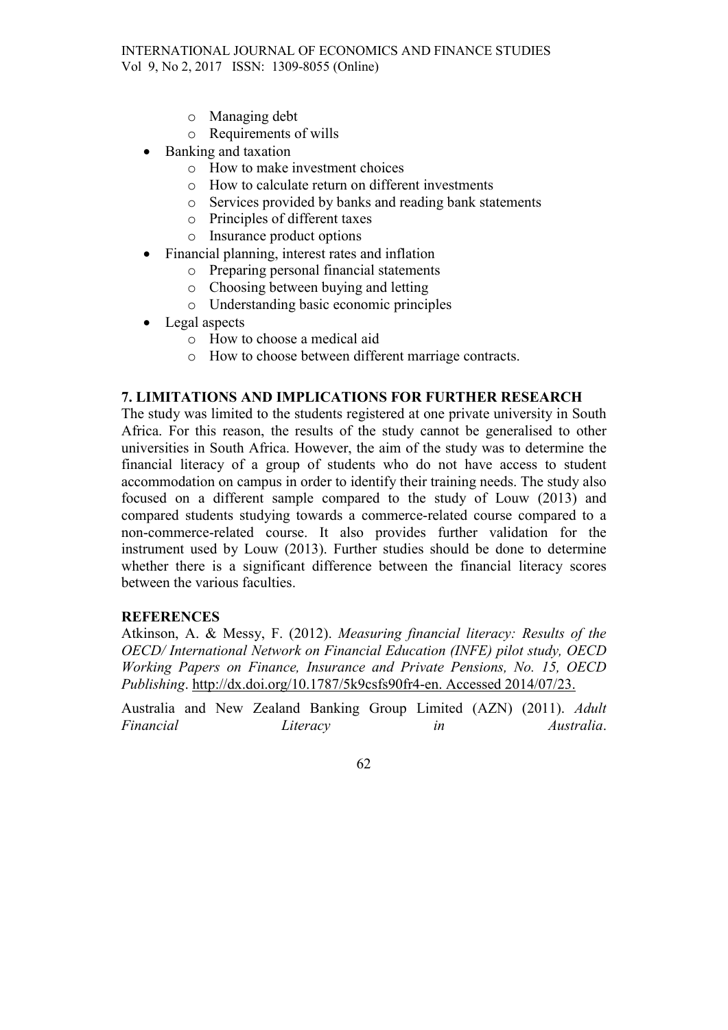- Managing debt
  - Requirements of wills
- Banking and taxation
  - How to make investment choices
  - How to calculate return on different investments
  - Services provided by banks and reading bank statements
  - Principles of different taxes
  - Insurance product options
- Financial planning, interest rates and inflation
  - Preparing personal financial statements
  - Choosing between buying and letting
  - Understanding basic economic principles
- Legal aspects
  - How to choose a medical aid
  - How to choose between different marriage contracts.

## 7. LIMITATIONS AND IMPLICATIONS FOR FURTHER RESEARCH

The study was limited to the students registered at one private university in South Africa. For this reason, the results of the study cannot be generalised to other universities in South Africa. However, the aim of the study was to determine the financial literacy of a group of students who do not have access to student accommodation on campus in order to identify their training needs. The study also focused on a different sample compared to the study of Louw (2013) and compared students studying towards a commerce-related course compared to a non-commerce-related course. It also provides further validation for the instrument used by Louw (2013). Further studies should be done to determine whether there is a significant difference between the financial literacy scores between the various faculties.

## REFERENCES

Atkinson, A. & Messy, F. (2012). *Measuring financial literacy: Results of the OECD/ International Network on Financial Education (INFE) pilot study, OECD Working Papers on Finance, Insurance and Private Pensions, No. 15, OECD Publishing*. http://dx.doi.org/10.1787/5k9csfs90fr4-en. Accessed 2014/07/23.

Australia and New Zealand Banking Group Limited (AZN) (2011). *Adult Financial Literacy in Australia*.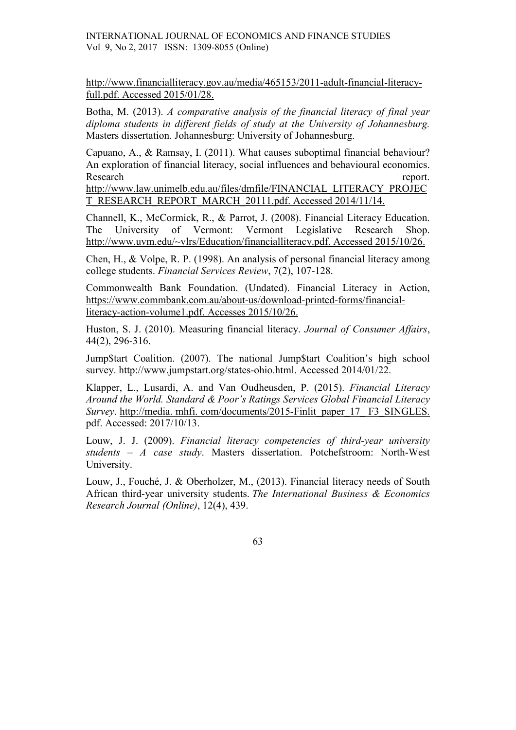http://www.financialliteracy.gov.au/media/465153/2011-adult-financial-literacy-full.pdf. Accessed 2015/01/28.

Botha, M. (2013). *A comparative analysis of the financial literacy of final year diploma students in different fields of study at the University of Johannesburg.* Masters dissertation. Johannesburg: University of Johannesburg.

Capuano, A., & Ramsay, I. (2011). What causes suboptimal financial behaviour? An exploration of financial literacy, social influences and behavioural economics. Research report. http://www.law.unimelb.edu.au/files/dmfile/FINANCIAL_LITERACY_PROJECT_RESEARCH_REPORT_MARCH_20111.pdf. Accessed 2014/11/14.

Channell, K., McCormick, R., & Parrot, J. (2008). Financial Literacy Education. The University of Vermont: Vermont Legislative Research Shop. http://www.uvm.edu/~vlrs/Education/financialliteracy.pdf. Accessed 2015/10/26.

Chen, H., & Volpe, R. P. (1998). An analysis of personal financial literacy among college students. *Financial Services Review*, 7(2), 107-128.

Commonwealth Bank Foundation. (Undated). Financial Literacy in Action, https://www.commbank.com.au/about-us/download-printed-forms/financial-literacy-action-volume1.pdf. Accesses 2015/10/26.

Huston, S. J. (2010). Measuring financial literacy. *Journal of Consumer Affairs*, 44(2), 296-316.

Jump$tart Coalition. (2007). The national Jump$tart Coalition's high school survey. http://www.jumpstart.org/states-ohio.html. Accessed 2014/01/22.

Klapper, L., Lusardi, A. and Van Oudheusden, P. (2015). *Financial Literacy Around the World. Standard & Poor's Ratings Services Global Financial Literacy Survey*. http://media. mhfi. com/documents/2015-Finlit_paper_17_ F3_SINGLES. pdf. Accessed: 2017/10/13.

Louw, J. J. (2009). *Financial literacy competencies of third-year university students – A case study*. Masters dissertation. Potchefstroom: North-West University.

Louw, J., Fouché, J. & Oberholzer, M., (2013). Financial literacy needs of South African third-year university students. *The International Business & Economics Research Journal (Online)*, 12(4), 439.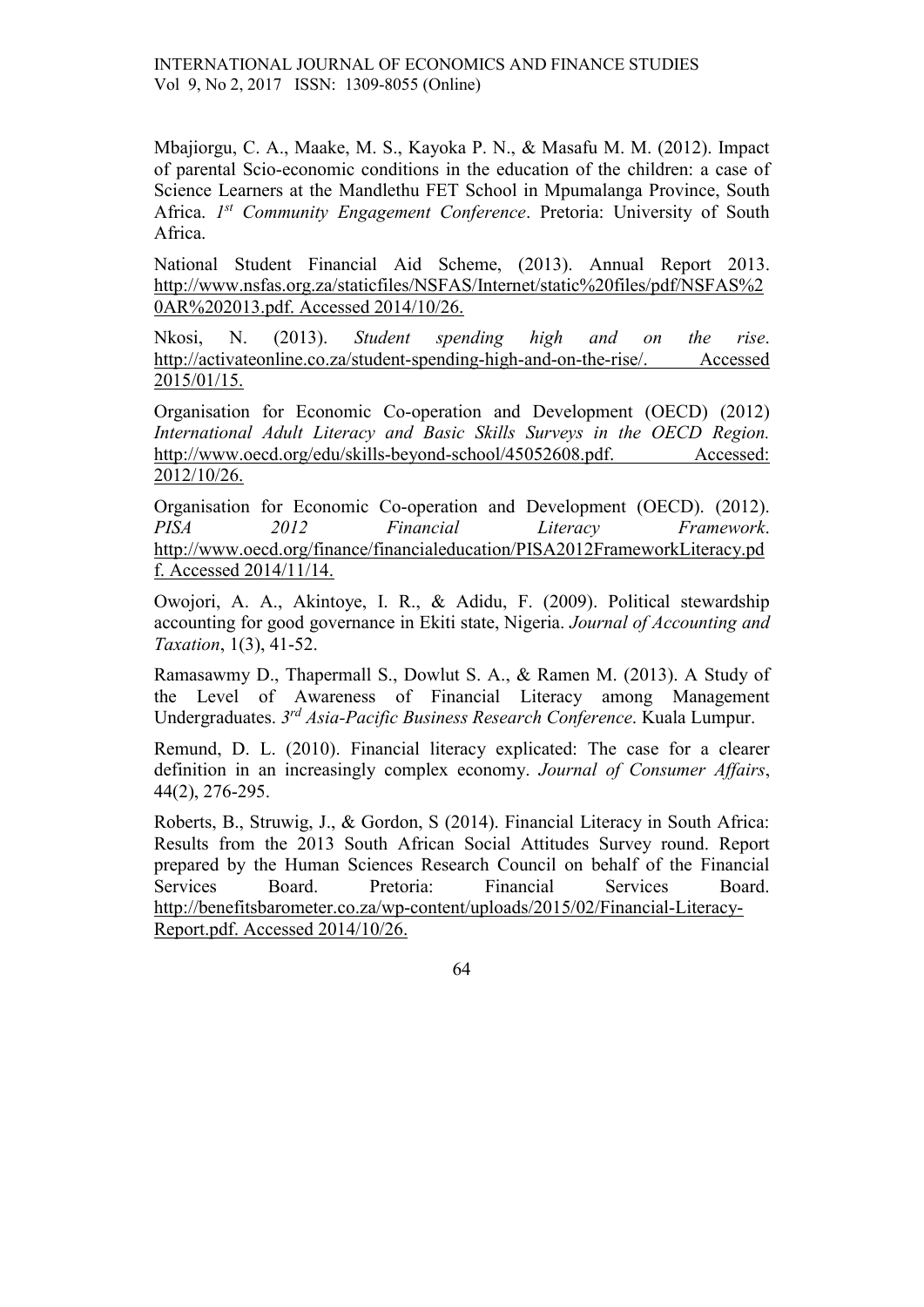Mbajiorgu, C. A., Maake, M. S., Kayoka P. N., & Masafu M. M. (2012). Impact of parental Scio-economic conditions in the education of the children: a case of Science Learners at the Mandlethu FET School in Mpumalanga Province, South Africa. *1st Community Engagement Conference*. Pretoria: University of South Africa.

National Student Financial Aid Scheme, (2013). Annual Report 2013. http://www.nsfas.org.za/staticfiles/NSFAS/Internet/static%20files/pdf/NSFAS%20AR%202013.pdf. Accessed 2014/10/26.

Nkosi, N. (2013). *Student spending high and on the rise*. http://activateonline.co.za/student-spending-high-and-on-the-rise/. Accessed 2015/01/15.

Organisation for Economic Co-operation and Development (OECD) (2012) *International Adult Literacy and Basic Skills Surveys in the OECD Region.* http://www.oecd.org/edu/skills-beyond-school/45052608.pdf. Accessed: 2012/10/26.

Organisation for Economic Co-operation and Development (OECD). (2012). *PISA 2012 Financial Literacy Framework*. http://www.oecd.org/finance/financialeducation/PISA2012FrameworkLiteracy.pdf. Accessed 2014/11/14.

Owojori, A. A., Akintoye, I. R., & Adidu, F. (2009). Political stewardship accounting for good governance in Ekiti state, Nigeria. *Journal of Accounting and Taxation*, 1(3), 41-52.

Ramasawmy D., Thapermall S., Dowlut S. A., & Ramen M. (2013). A Study of the Level of Awareness of Financial Literacy among Management Undergraduates. *3rd Asia-Pacific Business Research Conference*. Kuala Lumpur.

Remund, D. L. (2010). Financial literacy explicated: The case for a clearer definition in an increasingly complex economy. *Journal of Consumer Affairs*, 44(2), 276-295.

Roberts, B., Struwig, J., & Gordon, S (2014). Financial Literacy in South Africa: Results from the 2013 South African Social Attitudes Survey round. Report prepared by the Human Sciences Research Council on behalf of the Financial Services Board. Pretoria: Financial Services Board. http://benefitsbarometer.co.za/wp-content/uploads/2015/02/Financial-Literacy-Report.pdf. Accessed 2014/10/26.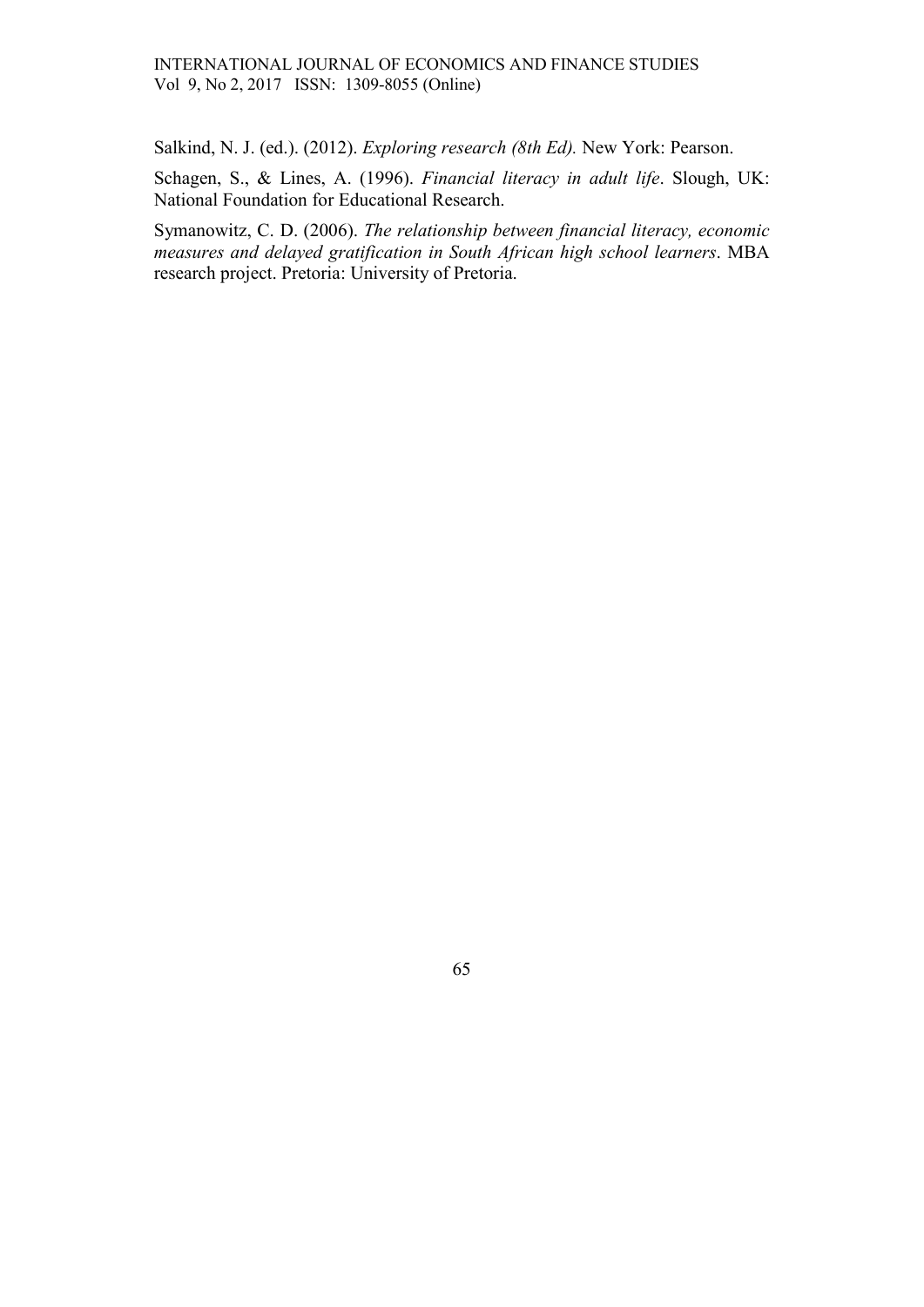Salkind, N. J. (ed.). (2012). *Exploring research (8th Ed).* New York: Pearson.

Schagen, S., & Lines, A. (1996). *Financial literacy in adult life*. Slough, UK: National Foundation for Educational Research.

Symanowitz, C. D. (2006). *The relationship between financial literacy, economic measures and delayed gratification in South African high school learners*. MBA research project. Pretoria: University of Pretoria.